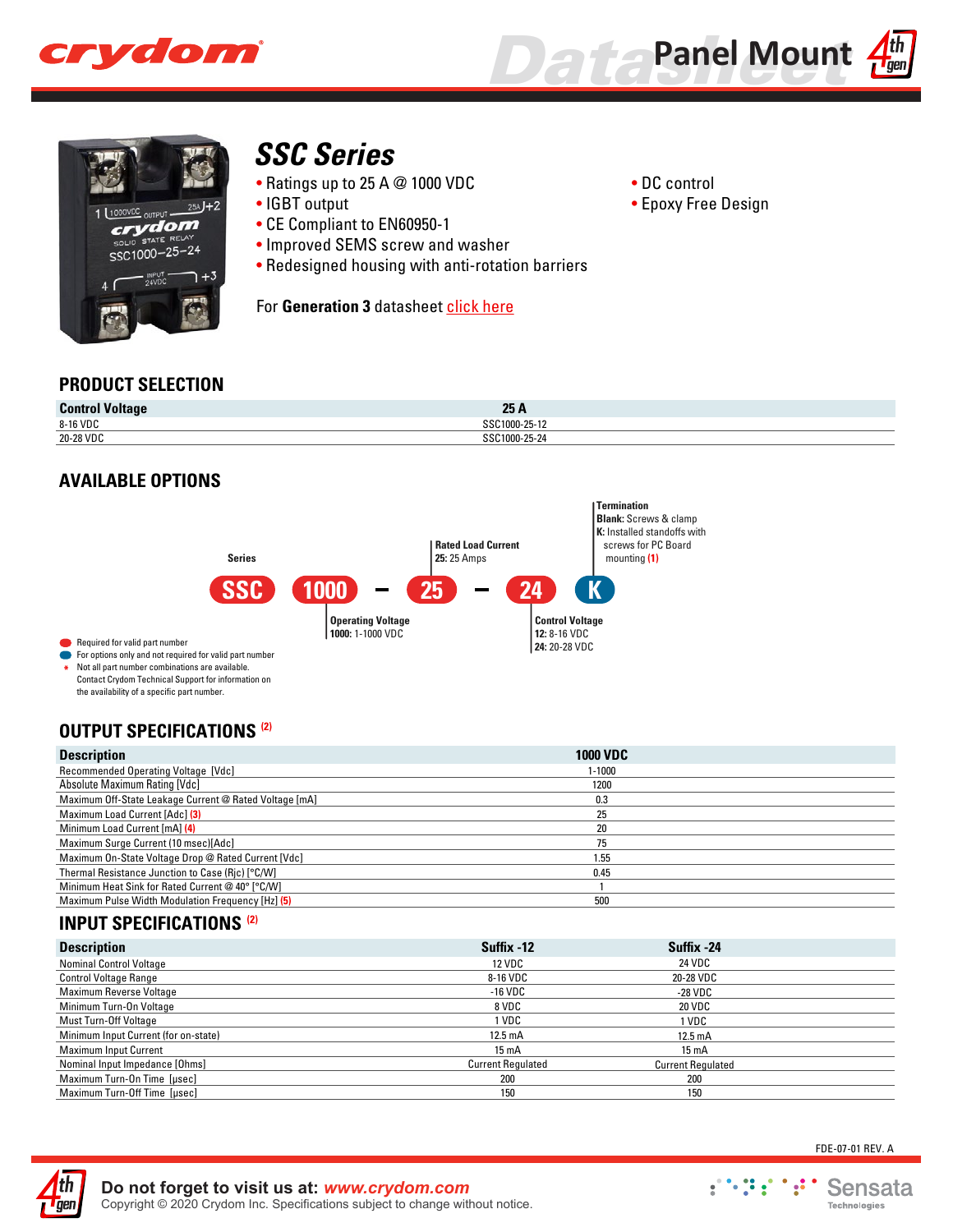# SSC Series

- Ratings up to 25 A @ 1000 VDC
- IGBT output
- CE Compliant to EN60950-1
- Improved SEMS screw and washer
- Redesigned housing with anti-rotation barriers
- DC control
- Epoxy Free Design

For **Generation 3** datasheet click here

## PRODUCT SELECTION

| Control Voltage | 25 A |
|---|---|
| 8-16 VDC | SSC1000-25-12 |
| 20-28 VDC | SSC1000-25-24 |

## AVAILABLE OPTIONS

**SSC** **1000** – **25** – **24** **K**

- **Series:** SSC
- **Operating Voltage** — **1000:** 1-1000 VDC
- **Rated Load Current** — **25:** 25 Amps
- **Control Voltage** — **12:** 8-16 VDC; **24:** 20-28 VDC
- **Termination** — **Blank:** Screws & clamp; **K:** Installed standoffs with screws for PC Board mounting **(1)**

Red: Required for valid part number
Blue: For options only and not required for valid part number
\* Not all part number combinations are available. Contact Crydom Technical Support for information on the availability of a specific part number.

## OUTPUT SPECIFICATIONS (2)

| Description | 1000 VDC |
|---|---|
| Recommended Operating Voltage [Vdc] | 1-1000 |
| Absolute Maximum Rating [Vdc] | 1200 |
| Maximum Off-State Leakage Current @ Rated Voltage [mA] | 0.3 |
| Maximum Load Current [Adc] (3) | 25 |
| Minimum Load Current [mA] (4) | 20 |
| Maximum Surge Current (10 msec)[Adc] | 75 |
| Maximum On-State Voltage Drop @ Rated Current [Vdc] | 1.55 |
| Thermal Resistance Junction to Case (Rjc) [°C/W] | 0.45 |
| Minimum Heat Sink for Rated Current @ 40° [°C/W] | 1 |
| Maximum Pulse Width Modulation Frequency [Hz] (5) | 500 |

## INPUT SPECIFICATIONS (2)

| Description | Suffix -12 | Suffix -24 |
|---|---|---|
| Nominal Control Voltage | 12 VDC | 24 VDC |
| Control Voltage Range | 8-16 VDC | 20-28 VDC |
| Maximum Reverse Voltage | -16 VDC | -28 VDC |
| Minimum Turn-On Voltage | 8 VDC | 20 VDC |
| Must Turn-Off Voltage | 1 VDC | 1 VDC |
| Minimum Input Current (for on-state) | 12.5 mA | 12.5 mA |
| Maximum Input Current | 15 mA | 15 mA |
| Nominal Input Impedance [Ohms] | Current Regulated | Current Regulated |
| Maximum Turn-On Time [µsec] | 200 | 200 |
| Maximum Turn-Off Time [µsec] | 150 | 150 |

FDE-07-01 REV. A

**Do not forget to visit us at:** ***www.crydom.com***
Copyright © 2020 Crydom Inc. Specifications subject to change without notice.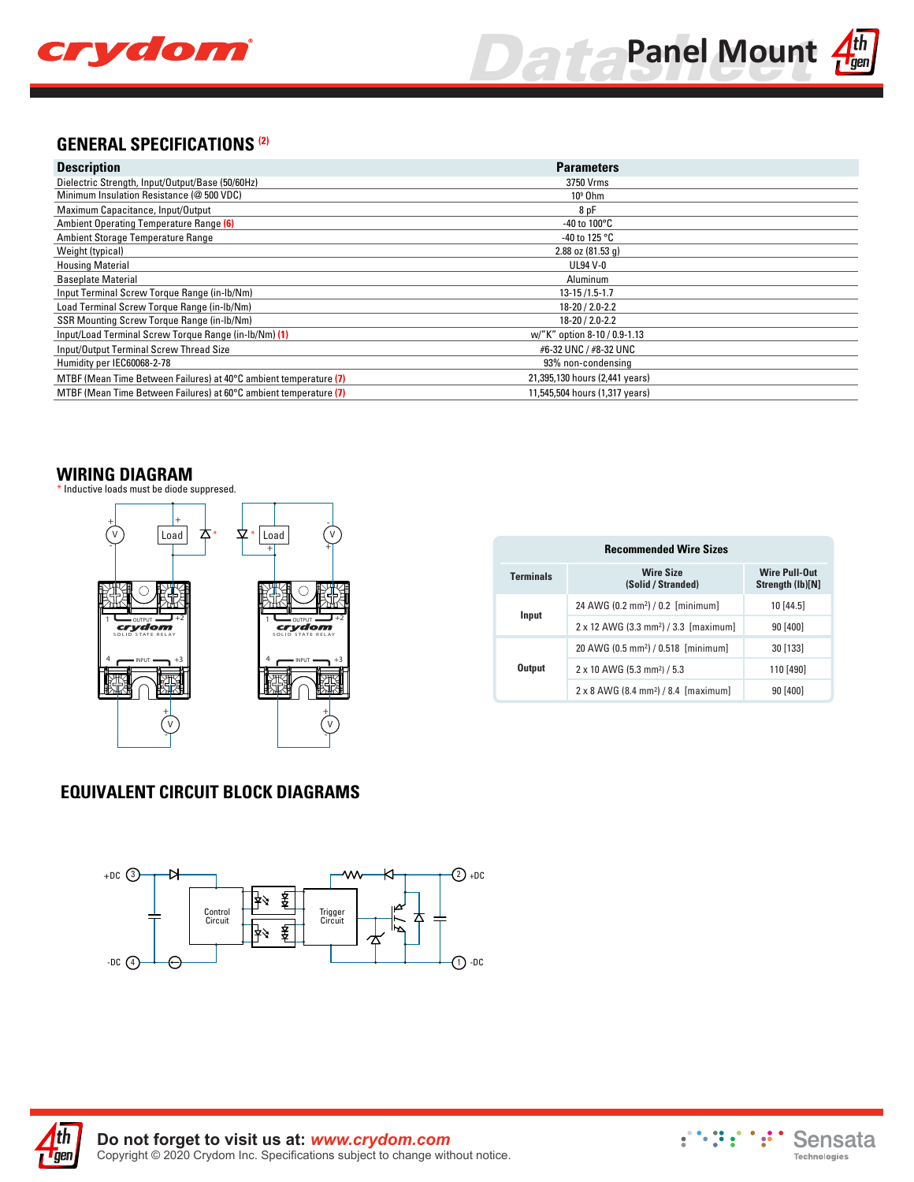## GENERAL SPECIFICATIONS (2)

| Description | Parameters |
|---|---|
| Dielectric Strength, Input/Output/Base (50/60Hz) | 3750 Vrms |
| Minimum Insulation Resistance (@ 500 VDC) | $10^9$ Ohm |
| Maximum Capacitance, Input/Output | 8 pF |
| Ambient Operating Temperature Range (6) | -40 to 100°C |
| Ambient Storage Temperature Range | -40 to 125 °C |
| Weight (typical) | 2.88 oz (81.53 g) |
| Housing Material | UL94 V-0 |
| Baseplate Material | Aluminum |
| Input Terminal Screw Torque Range (in-lb/Nm) | 13-15 /1.5-1.7 |
| Load Terminal Screw Torque Range (in-lb/Nm) | 18-20 / 2.0-2.2 |
| SSR Mounting Screw Torque Range (in-lb/Nm) | 18-20 / 2.0-2.2 |
| Input/Load Terminal Screw Torque Range (in-lb/Nm) (1) | w/"K" option 8-10 / 0.9-1.13 |
| Input/Output Terminal Screw Thread Size | #6-32 UNC / #8-32 UNC |
| Humidity per IEC60068-2-78 | 93% non-condensing |
| MTBF (Mean Time Between Failures) at 40°C ambient temperature (7) | 21,395,130 hours (2,441 years) |
| MTBF (Mean Time Between Failures) at 60°C ambient temperature (7) | 11,545,504 hours (1,317 years) |

## WIRING DIAGRAM

\* Inductive loads must be diode suppresed.

| Recommended Wire Sizes | | |
|---|---|---|
| Terminals | Wire Size (Solid / Stranded) | Wire Pull-Out Strength (lb)[N] |
| Input | 24 AWG (0.2 mm²) / 0.2 [minimum] | 10 [44.5] |
| | 2 x 12 AWG (3.3 mm²) / 3.3 [maximum] | 90 [400] |
| Output | 20 AWG (0.5 mm²) / 0.518 [minimum] | 30 [133] |
| | 2 x 10 AWG (5.3 mm²) / 5.3 | 110 [490] |
| | 2 x 8 AWG (8.4 mm²) / 8.4 [maximum] | 90 [400] |

## EQUIVALENT CIRCUIT BLOCK DIAGRAMS

Do not forget to visit us at: www.crydom.com

Copyright © 2020 Crydom Inc. Specifications subject to change without notice.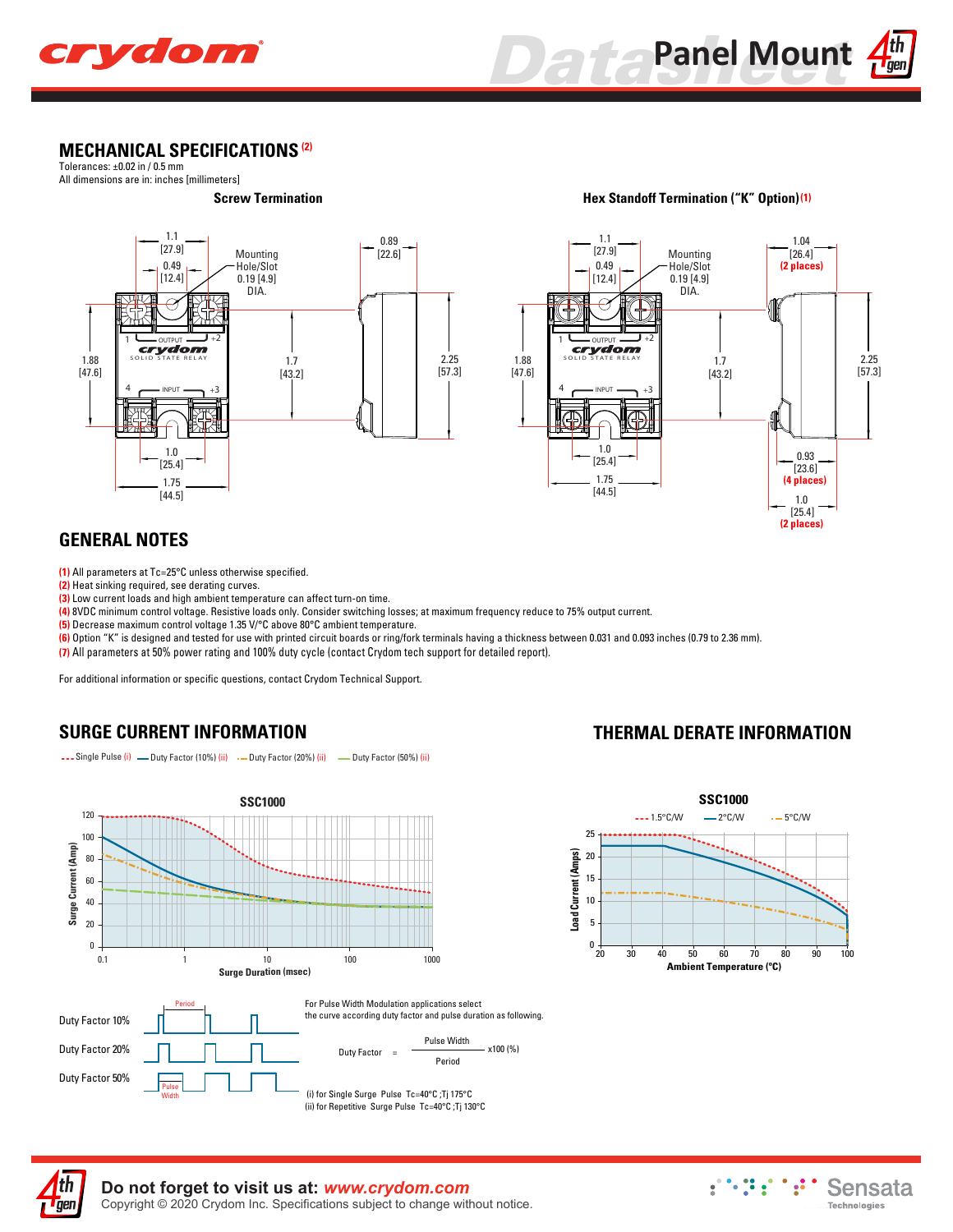## MECHANICAL SPECIFICATIONS (2)

Tolerances: ±0.02 in / 0.5 mm
All dimensions are in: inches [millimeters]

**Screw Termination**

**Hex Standoff Termination ("K" Option) (1)**

## GENERAL NOTES

(1) All parameters at Tc=25°C unless otherwise specified.
(2) Heat sinking required, see derating curves.
(3) Low current loads and high ambient temperature can affect turn-on time.
(4) 8VDC minimum control voltage. Resistive loads only. Consider switching losses; at maximum frequency reduce to 75% output current.
(5) Decrease maximum control voltage 1.35 V/°C above 80°C ambient temperature.
(6) Option "K" is designed and tested for use with printed circuit boards or ring/fork terminals having a thickness between 0.031 and 0.093 inches (0.79 to 2.36 mm).
(7) All parameters at 50% power rating and 100% duty cycle (contact Crydom tech support for detailed report).

For additional information or specific questions, contact Crydom Technical Support.

## SURGE CURRENT INFORMATION

Single Pulse (i) — Duty Factor (10%) (ii) — Duty Factor (20%) (ii) — Duty Factor (50%) (ii)

**SSC1000**

For Pulse Width Modulation applications select the curve according duty factor and pulse duration as following.

$$\text{Duty Factor} = \frac{\text{Pulse Width}}{\text{Period}} \times 100\ (\%)$$

(i) for Single Surge Pulse Tc=40°C ;Tj 175°C
(ii) for Repetitive Surge Pulse Tc=40°C ;Tj 130°C

## THERMAL DERATE INFORMATION

**SSC1000**

1.5°C/W — 2°C/W — 5°C/W

Do not forget to visit us at: www.crydom.com
Copyright © 2020 Crydom Inc. Specifications subject to change without notice.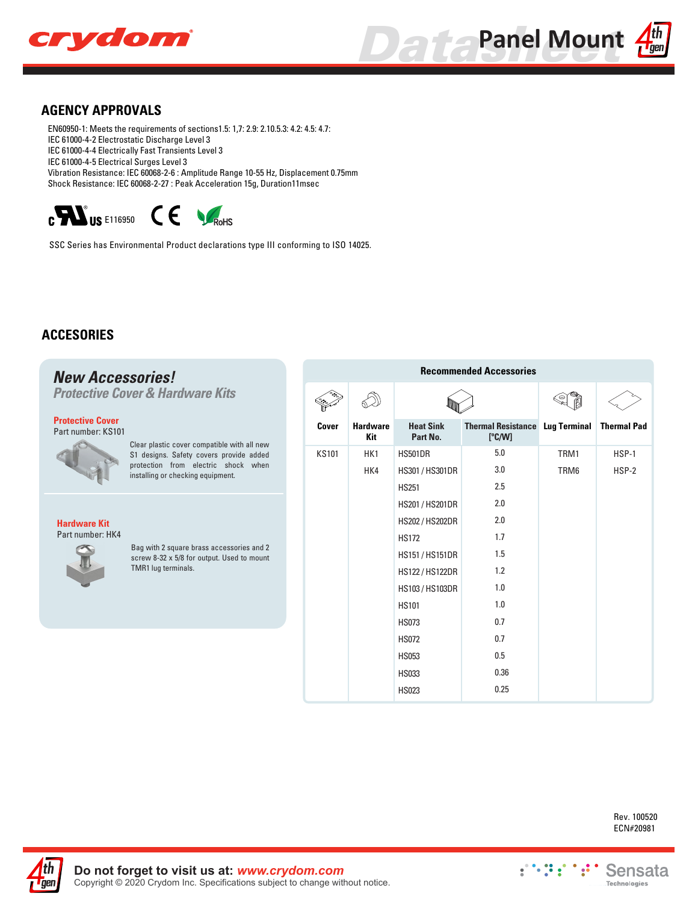## AGENCY APPROVALS

EN60950-1: Meets the requirements of sections1.5: 1,7: 2.9: 2.10.5.3: 4.2: 4.5: 4.7:
IEC 61000-4-2 Electrostatic Discharge Level 3
IEC 61000-4-4 Electrically Fast Transients Level 3
IEC 61000-4-5 Electrical Surges Level 3
Vibration Resistance: IEC 60068-2-6 : Amplitude Range 10-55 Hz, Displacement 0.75mm
Shock Resistance: IEC 60068-2-27 : Peak Acceleration 15g, Duration11msec

c US E116950 CE RoHS

SSC Series has Environmental Product declarations type III conforming to ISO 14025.

## ACCESORIES

### *New Accessories!*

***Protective Cover & Hardware Kits***

**Protective Cover**
Part number: KS101

Clear plastic cover compatible with all new S1 designs. Safety covers provide added protection from electric shock when installing or checking equipment.

**Hardware Kit**
Part number: HK4

Bag with 2 square brass accessories and 2 screw 8-32 x 5/8 for output. Used to mount TMR1 lug terminals.

**Recommended Accessories**

| Cover | Hardware Kit | Heat Sink Part No. | Thermal Resistance [°C/W] | Lug Terminal | Thermal Pad |
|---|---|---|---|---|---|
| KS101 | HK1 | HS501DR | 5.0 | TRM1 | HSP-1 |
| | HK4 | HS301 / HS301DR | 3.0 | TRM6 | HSP-2 |
| | | HS251 | 2.5 | | |
| | | HS201 / HS201DR | 2.0 | | |
| | | HS202 / HS202DR | 2.0 | | |
| | | HS172 | 1.7 | | |
| | | HS151 / HS151DR | 1.5 | | |
| | | HS122 / HS122DR | 1.2 | | |
| | | HS103 / HS103DR | 1.0 | | |
| | | HS101 | 1.0 | | |
| | | HS073 | 0.7 | | |
| | | HS072 | 0.7 | | |
| | | HS053 | 0.5 | | |
| | | HS033 | 0.36 | | |
| | | HS023 | 0.25 | | |

Rev. 100520
ECN#20981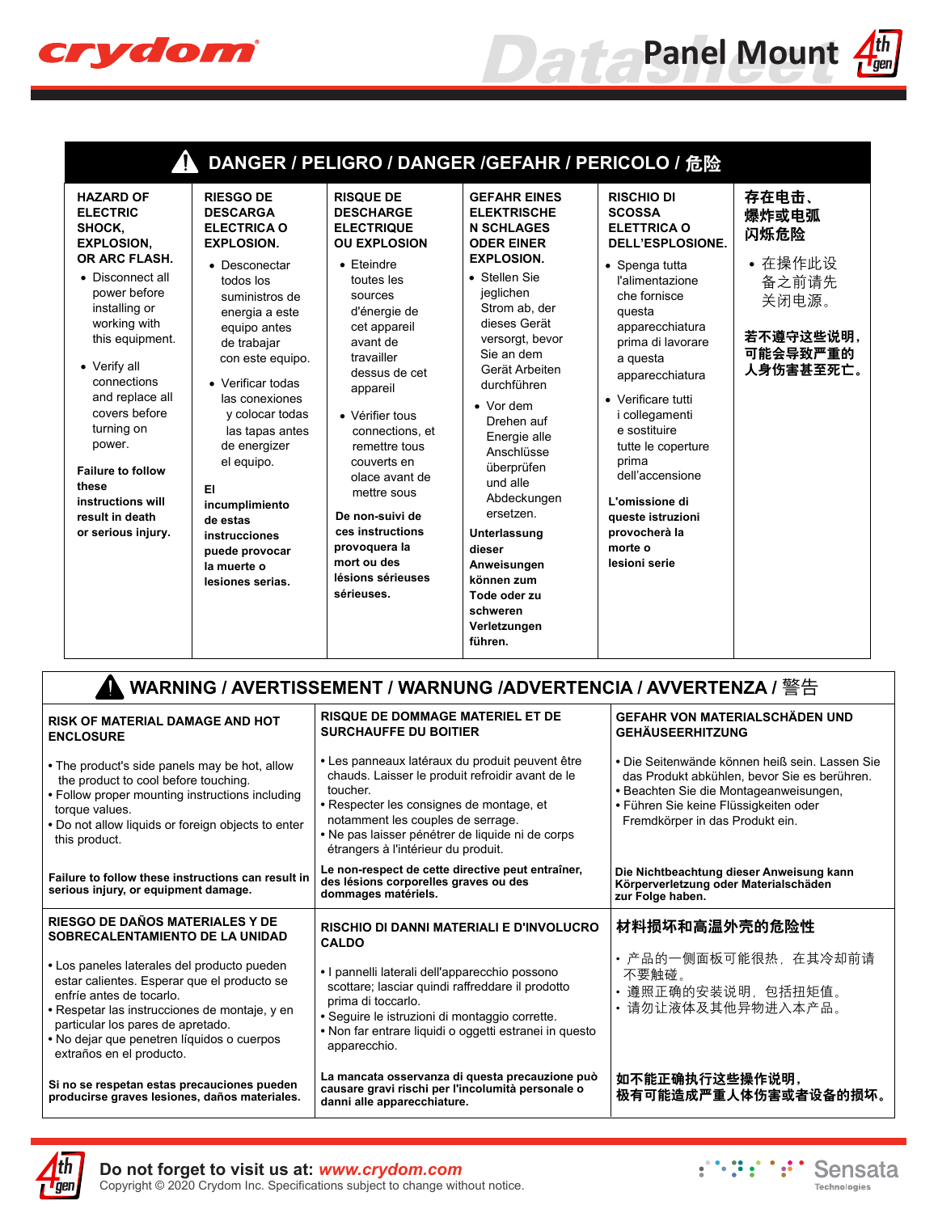# DANGER / PELIGRO / DANGER /GEFAHR / PERICOLO / 危险

**HAZARD OF ELECTRIC SHOCK, EXPLOSION, OR ARC FLASH.**

- Disconnect all power before installing or working with this equipment.
- Verify all connections and replace all covers before turning on power.

**Failure to follow these instructions will result in death or serious injury.**

**RIESGO DE DESCARGA ELECTRICA O EXPLOSION.**

- Desconectar todos los suministros de energia a este equipo antes de trabajar con este equipo.
- Verificar todas las conexiones y colocar todas las tapas antes de energizer el equipo.

**El incumplimiento de estas instrucciones puede provocar la muerte o lesiones serias.**

**RISQUE DE DESCHARGE ELECTRIQUE OU EXPLOSION**

- Eteindre toutes les sources d'énergie de cet appareil avant de travailler dessus de cet appareil
- Vérifier tous connections, et remettre tous couverts en olace avant de mettre sous

**De non-suivi de ces instructions provoquera la mort ou des lésions sérieuses sérieuses.**

**GEFAHR EINES ELEKTRISCHE N SCHLAGES ODER EINER EXPLOSION.**

- Stellen Sie jeglichen Strom ab, der dieses Gerät versorgt, bevor Sie an dem Gerät Arbeiten durchführen
- Vor dem Drehen auf Energie alle Anschlüsse überprüfen und alle Abdeckungen ersetzen.

**Unterlassung dieser Anweisungen können zum Tode oder zu schweren Verletzungen führen.**

**RISCHIO DI SCOSSA ELETTRICA O DELL'ESPLOSIONE.**

- Spenga tutta l'alimentazione che fornisce questa apparecchiatura prima di lavorare a questa apparecchiatura
- Verificare tutti i collegamenti e sostituire tutte le coperture prima dell'accensione

**L'omissione di queste istruzioni provocherà la morte o lesioni serie**

**存在电击、爆炸或电弧闪烁危险**

- 在操作此设备之前请先关闭电源。

**若不遵守这些说明，可能会导致严重的人身伤害甚至死亡。**

# WARNING / AVERTISSEMENT / WARNUNG /ADVERTENCIA / AVVERTENZA / 警告

**RISK OF MATERIAL DAMAGE AND HOT ENCLOSURE**

- The product's side panels may be hot, allow the product to cool before touching.
- Follow proper mounting instructions including torque values.
- Do not allow liquids or foreign objects to enter this product.

**Failure to follow these instructions can result in serious injury, or equipment damage.**

**RISQUE DE DOMMAGE MATERIEL ET DE SURCHAUFFE DU BOITIER**

- Les panneaux latéraux du produit peuvent être chauds. Laisser le produit refroidir avant de le toucher.
- Respecter les consignes de montage, et notamment les couples de serrage.
- Ne pas laisser pénétrer de liquide ni de corps étrangers à l'intérieur du produit.

**Le non-respect de cette directive peut entraîner, des lésions corporelles graves ou des dommages matériels.**

**GEFAHR VON MATERIALSCHÄDEN UND GEHÄUSEERHITZUNG**

- Die Seitenwände können heiß sein. Lassen Sie das Produkt abkühlen, bevor Sie es berühren.
- Beachten Sie die Montageanweisungen,
- Führen Sie keine Flüssigkeiten oder Fremdkörper in das Produkt ein.

**Die Nichtbeachtung dieser Anweisung kann Körperverletzung oder Materialschäden zur Folge haben.**

**RIESGO DE DAÑOS MATERIALES Y DE SOBRECALENTAMIENTO DE LA UNIDAD**

- Los paneles laterales del producto pueden estar calientes. Esperar que el producto se enfríe antes de tocarlo.
- Respetar las instrucciones de montaje, y en particular los pares de apretado.
- No dejar que penetren líquidos o cuerpos extraños en el producto.

**Si no se respetan estas precauciones pueden producirse graves lesiones, daños materiales.**

**RISCHIO DI DANNI MATERIALI E D'INVOLUCRO CALDO**

- I pannelli laterali dell'apparecchio possono scottare; lasciar quindi raffreddare il prodotto prima di toccarlo.
- Seguire le istruzioni di montaggio corrette.
- Non far entrare liquidi o oggetti estranei in questo apparecchio.

**La mancata osservanza di questa precauzione può causare gravi rischi per l'incolumità personale o danni alle apparecchiature.**

**材料损坏和高温外壳的危险性**

- 产品的一侧面板可能很热，在其冷却前请不要触碰。
- 遵照正确的安装说明，包括扭矩值。
- 请勿让液体及其他异物进入本产品。

**如不能正确执行这些操作说明，极有可能造成严重人体伤害或者设备的损坏。**

**Do not forget to visit us at:** ***www.crydom.com***
Copyright © 2020 Crydom Inc. Specifications subject to change without notice.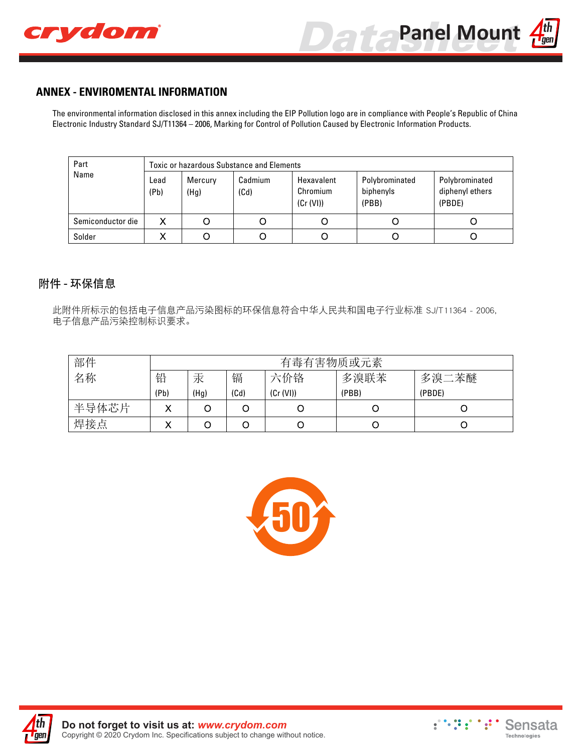## ANNEX - ENVIROMENTAL INFORMATION

The environmental information disclosed in this annex including the EIP Pollution logo are in compliance with People's Republic of China Electronic Industry Standard SJ/T11364 – 2006, Marking for Control of Pollution Caused by Electronic Information Products.

| Part Name | Toxic or hazardous Substance and Elements | | | | | |
|---|---|---|---|---|---|---|
| | Lead (Pb) | Mercury (Hg) | Cadmium (Cd) | Hexavalent Chromium (Cr (VI)) | Polybrominated biphenyls (PBB) | Polybrominated diphenyl ethers (PBDE) |
| Semiconductor die | X | O | O | O | O | O |
| Solder | X | O | O | O | O | O |

## 附件 - 环保信息

此附件所标示的包括电子信息产品污染图标的环保信息符合中华人民共和国电子行业标准 SJ/T11364 - 2006, 电子信息产品污染控制标识要求。

| 部件名称 | 有毒有害物质或元素 | | | | | |
|---|---|---|---|---|---|---|
| | 铅 (Pb) | 汞 (Hg) | 镉 (Cd) | 六价铬 (Cr (VI)) | 多溴联苯 (PBB) | 多溴二苯醚 (PBDE) |
| 半导体芯片 | X | O | O | O | O | O |
| 焊接点 | X | O | O | O | O | O |

50

**Do not forget to visit us at:** ***www.crydom.com***
Copyright © 2020 Crydom Inc. Specifications subject to change without notice.